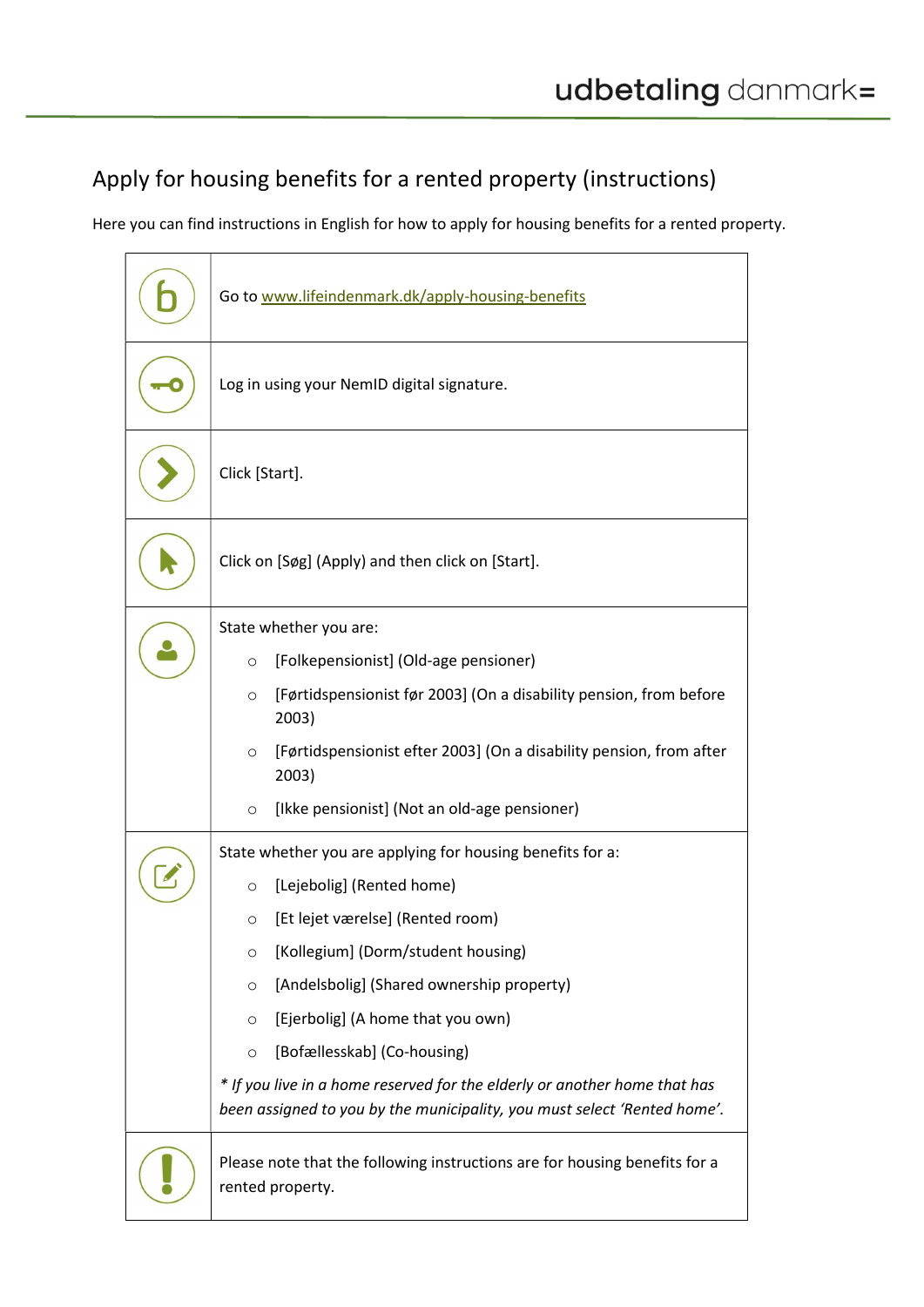# Apply for housing benefits for a rented property (instructions)

Here you can find instructions in English for how to apply for housing benefits for a rented property.

| | |
|---|---|
| | Go to www.lifeindenmark.dk/apply-housing-benefits |
| | Log in using your NemID digital signature. |
| | Click [Start]. |
| | Click on [Søg] (Apply) and then click on [Start]. |
| | State whether you are:<br>○ [Folkepensionist] (Old-age pensioner)<br>○ [Førtidspensionist før 2003] (On a disability pension, from before 2003)<br>○ [Førtidspensionist efter 2003] (On a disability pension, from after 2003)<br>○ [Ikke pensionist] (Not an old-age pensioner) |
| | State whether you are applying for housing benefits for a:<br>○ [Lejebolig] (Rented home)<br>○ [Et lejet værelse] (Rented room)<br>○ [Kollegium] (Dorm/student housing)<br>○ [Andelsbolig] (Shared ownership property)<br>○ [Ejerbolig] (A home that you own)<br>○ [Bofællesskab] (Co-housing)<br>*\* If you live in a home reserved for the elderly or another home that has been assigned to you by the municipality, you must select 'Rented home'.* |
| | Please note that the following instructions are for housing benefits for a rented property. |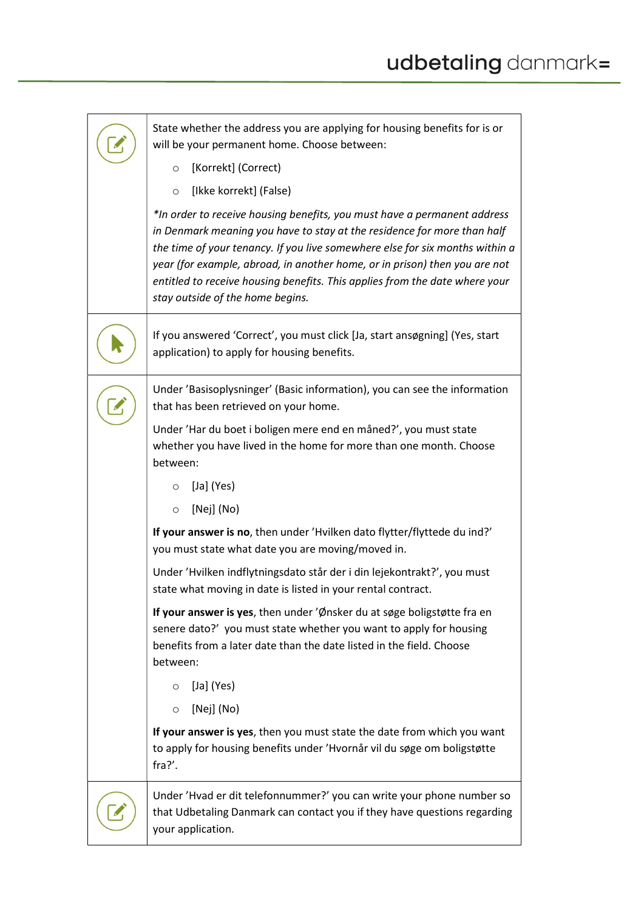| | |
|---|---|
| | State whether the address you are applying for housing benefits for is or will be your permanent home. Choose between:<br><br>○ [Korrekt] (Correct)<br>○ [Ikke korrekt] (False)<br><br>*\*In order to receive housing benefits, you must have a permanent address in Denmark meaning you have to stay at the residence for more than half the time of your tenancy. If you live somewhere else for six months within a year (for example, abroad, in another home, or in prison) then you are not entitled to receive housing benefits. This applies from the date where your stay outside of the home begins.* |
| | If you answered 'Correct', you must click [Ja, start ansøgning] (Yes, start application) to apply for housing benefits. |
| | Under 'Basisoplysninger' (Basic information), you can see the information that has been retrieved on your home.<br><br>Under 'Har du boet i boligen mere end en måned?', you must state whether you have lived in the home for more than one month. Choose between:<br><br>○ [Ja] (Yes)<br>○ [Nej] (No)<br><br>**If your answer is no**, then under 'Hvilken dato flytter/flyttede du ind?' you must state what date you are moving/moved in.<br><br>Under 'Hvilken indflytningsdato står der i din lejekontrakt?', you must state what moving in date is listed in your rental contract.<br><br>**If your answer is yes**, then under 'Ønsker du at søge boligstøtte fra en senere dato?' you must state whether you want to apply for housing benefits from a later date than the date listed in the field. Choose between:<br><br>○ [Ja] (Yes)<br>○ [Nej] (No)<br><br>**If your answer is yes**, then you must state the date from which you want to apply for housing benefits under 'Hvornår vil du søge om boligstøtte fra?'. |
| | Under 'Hvad er dit telefonnummer?' you can write your phone number so that Udbetaling Danmark can contact you if they have questions regarding your application. |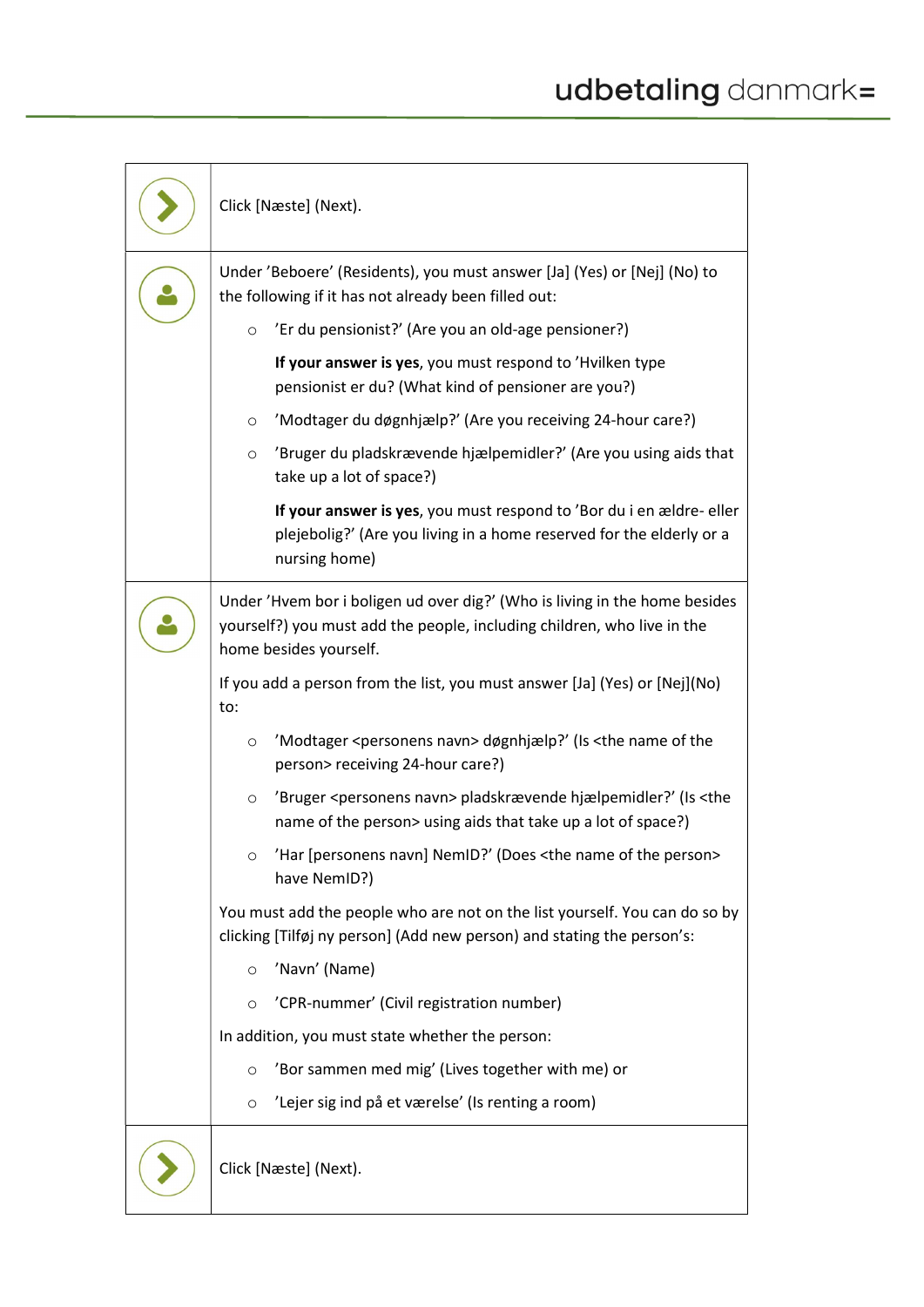Click [Næste] (Next).

Under 'Beboere' (Residents), you must answer [Ja] (Yes) or [Nej] (No) to the following if it has not already been filled out:

- 'Er du pensionist?' (Are you an old-age pensioner?)

  **If your answer is yes**, you must respond to 'Hvilken type pensionist er du? (What kind of pensioner are you?)

- 'Modtager du døgnhjælp?' (Are you receiving 24-hour care?)
- 'Bruger du pladskrævende hjælpemidler?' (Are you using aids that take up a lot of space?)

  **If your answer is yes**, you must respond to 'Bor du i en ældre- eller plejebolig?' (Are you living in a home reserved for the elderly or a nursing home)

Under 'Hvem bor i boligen ud over dig?' (Who is living in the home besides yourself?) you must add the people, including children, who live in the home besides yourself.

If you add a person from the list, you must answer [Ja] (Yes) or [Nej](No) to:

- 'Modtager <personens navn> døgnhjælp?' (Is <the name of the person> receiving 24-hour care?)
- 'Bruger <personens navn> pladskrævende hjælpemidler?' (Is <the name of the person> using aids that take up a lot of space?)
- 'Har [personens navn] NemID?' (Does <the name of the person> have NemID?)

You must add the people who are not on the list yourself. You can do so by clicking [Tilføj ny person] (Add new person) and stating the person's:

- 'Navn' (Name)
- 'CPR-nummer' (Civil registration number)

In addition, you must state whether the person:

- 'Bor sammen med mig' (Lives together with me) or
- 'Lejer sig ind på et værelse' (Is renting a room)

Click [Næste] (Next).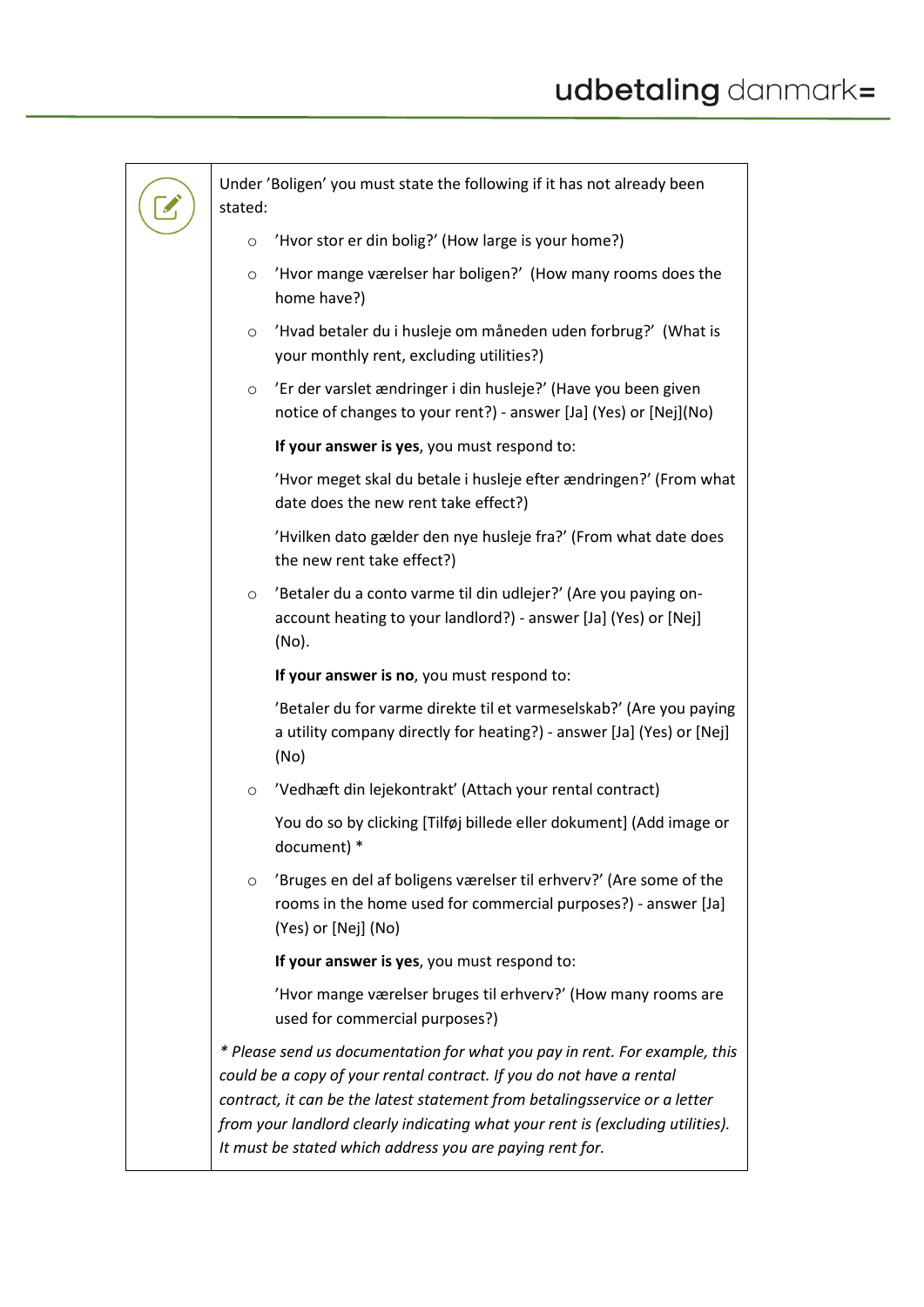Under 'Boligen' you must state the following if it has not already been stated:

- 'Hvor stor er din bolig?' (How large is your home?)
- 'Hvor mange værelser har boligen?' (How many rooms does the home have?)
- 'Hvad betaler du i husleje om måneden uden forbrug?' (What is your monthly rent, excluding utilities?)
- 'Er der varslet ændringer i din husleje?' (Have you been given notice of changes to your rent?) - answer [Ja] (Yes) or [Nej](No)

  **If your answer is yes**, you must respond to:

  'Hvor meget skal du betale i husleje efter ændringen?' (From what date does the new rent take effect?)

  'Hvilken dato gælder den nye husleje fra?' (From what date does the new rent take effect?)

- 'Betaler du a conto varme til din udlejer?' (Are you paying on-account heating to your landlord?) - answer [Ja] (Yes) or [Nej] (No).

  **If your answer is no**, you must respond to:

  'Betaler du for varme direkte til et varmeselskab?' (Are you paying a utility company directly for heating?) - answer [Ja] (Yes) or [Nej] (No)

- 'Vedhæft din lejekontrakt' (Attach your rental contract)

  You do so by clicking [Tilføj billede eller dokument] (Add image or document) *

- 'Bruges en del af boligens værelser til erhverv?' (Are some of the rooms in the home used for commercial purposes?) - answer [Ja] (Yes) or [Nej] (No)

  **If your answer is yes**, you must respond to:

  'Hvor mange værelser bruges til erhverv?' (How many rooms are used for commercial purposes?)

*\* Please send us documentation for what you pay in rent. For example, this could be a copy of your rental contract. If you do not have a rental contract, it can be the latest statement from betalingsservice or a letter from your landlord clearly indicating what your rent is (excluding utilities). It must be stated which address you are paying rent for.*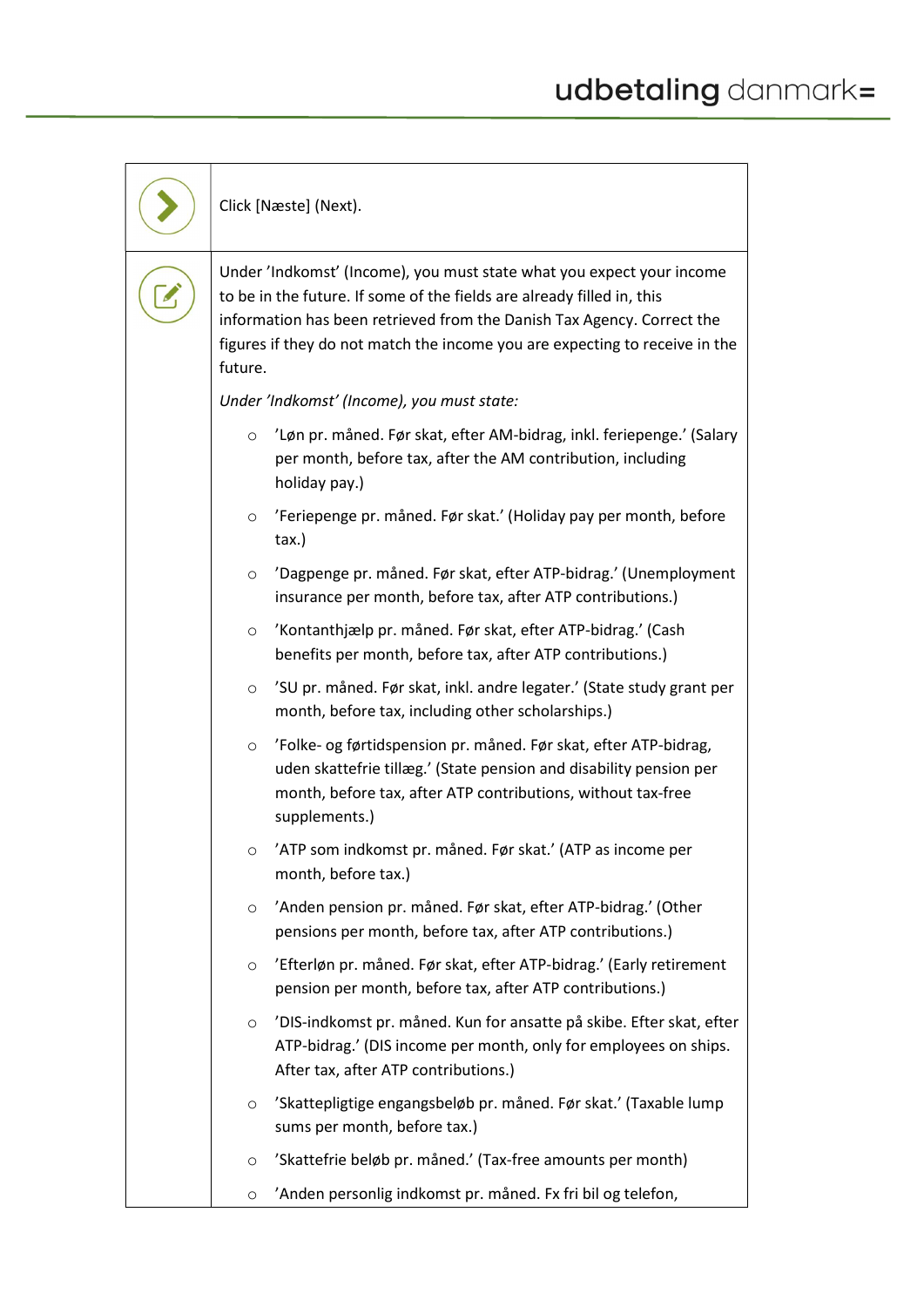|  |  |
|---|---|
|  | Click [Næste] (Next). |
|  | Under 'Indkomst' (Income), you must state what you expect your income to be in the future. If some of the fields are already filled in, this information has been retrieved from the Danish Tax Agency. Correct the figures if they do not match the income you are expecting to receive in the future.<br><br>*Under 'Indkomst' (Income), you must state:*<br><br>◦ 'Løn pr. måned. Før skat, efter AM-bidrag, inkl. feriepenge.' (Salary per month, before tax, after the AM contribution, including holiday pay.)<br>◦ 'Feriepenge pr. måned. Før skat.' (Holiday pay per month, before tax.)<br>◦ 'Dagpenge pr. måned. Før skat, efter ATP-bidrag.' (Unemployment insurance per month, before tax, after ATP contributions.)<br>◦ 'Kontanthjælp pr. måned. Før skat, efter ATP-bidrag.' (Cash benefits per month, before tax, after ATP contributions.)<br>◦ 'SU pr. måned. Før skat, inkl. andre legater.' (State study grant per month, before tax, including other scholarships.)<br>◦ 'Folke- og førtidspension pr. måned. Før skat, efter ATP-bidrag, uden skattefrie tillæg.' (State pension and disability pension per month, before tax, after ATP contributions, without tax-free supplements.)<br>◦ 'ATP som indkomst pr. måned. Før skat.' (ATP as income per month, before tax.)<br>◦ 'Anden pension pr. måned. Før skat, efter ATP-bidrag.' (Other pensions per month, before tax, after ATP contributions.)<br>◦ 'Efterløn pr. måned. Før skat, efter ATP-bidrag.' (Early retirement pension per month, before tax, after ATP contributions.)<br>◦ 'DIS-indkomst pr. måned. Kun for ansatte på skibe. Efter skat, efter ATP-bidrag.' (DIS income per month, only for employees on ships. After tax, after ATP contributions.)<br>◦ 'Skattepligtige engangsbeløb pr. måned. Før skat.' (Taxable lump sums per month, before tax.)<br>◦ 'Skattefrie beløb pr. måned.' (Tax-free amounts per month)<br>◦ 'Anden personlig indkomst pr. måned. Fx fri bil og telefon, |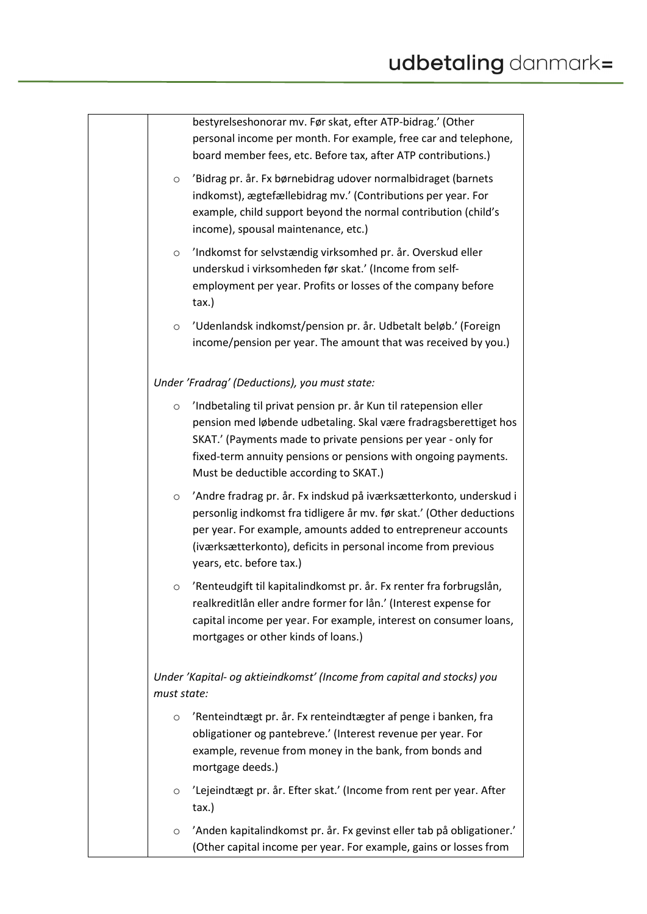| | |
|---|---|
| | bestyrelseshonorar mv. Før skat, efter ATP-bidrag.' (Other personal income per month. For example, free car and telephone, board member fees, etc. Before tax, after ATP contributions.)<br><br>○ 'Bidrag pr. år. Fx børnebidrag udover normalbidraget (barnets indkomst), ægtefællebidrag mv.' (Contributions per year. For example, child support beyond the normal contribution (child's income), spousal maintenance, etc.)<br><br>○ 'Indkomst for selvstændig virksomhed pr. år. Overskud eller underskud i virksomheden før skat.' (Income from self-employment per year. Profits or losses of the company before tax.)<br><br>○ 'Udenlandsk indkomst/pension pr. år. Udbetalt beløb.' (Foreign income/pension per year. The amount that was received by you.)<br><br>*Under 'Fradrag' (Deductions), you must state:*<br><br>○ 'Indbetaling til privat pension pr. år Kun til ratepension eller pension med løbende udbetaling. Skal være fradragsberettiget hos SKAT.' (Payments made to private pensions per year - only for fixed-term annuity pensions or pensions with ongoing payments. Must be deductible according to SKAT.)<br><br>○ 'Andre fradrag pr. år. Fx indskud på iværksætterkonto, underskud i personlig indkomst fra tidligere år mv. før skat.' (Other deductions per year. For example, amounts added to entrepreneur accounts (iværksætterkonto), deficits in personal income from previous years, etc. before tax.)<br><br>○ 'Renteudgift til kapitalindkomst pr. år. Fx renter fra forbrugslån, realkreditlån eller andre former for lån.' (Interest expense for capital income per year. For example, interest on consumer loans, mortgages or other kinds of loans.)<br><br>*Under 'Kapital- og aktieindkomst' (Income from capital and stocks) you must state:*<br><br>○ 'Renteindtægt pr. år. Fx renteindtægter af penge i banken, fra obligationer og pantebreve.' (Interest revenue per year. For example, revenue from money in the bank, from bonds and mortgage deeds.)<br><br>○ 'Lejeindtægt pr. år. Efter skat.' (Income from rent per year. After tax.)<br><br>○ 'Anden kapitalindkomst pr. år. Fx gevinst eller tab på obligationer.' (Other capital income per year. For example, gains or losses from |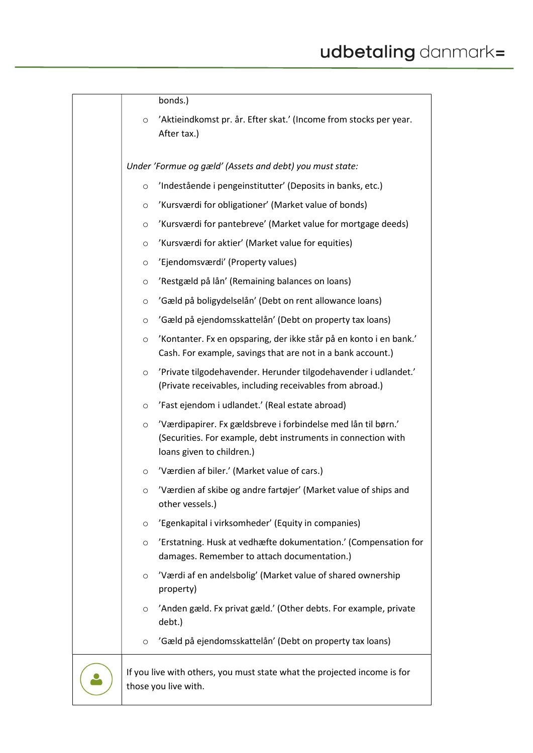bonds.)

- 'Aktieindkomst pr. år. Efter skat.' (Income from stocks per year. After tax.)

*Under 'Formue og gæld' (Assets and debt) you must state:*

- 'Indestående i pengeinstitutter' (Deposits in banks, etc.)
- 'Kursværdi for obligationer' (Market value of bonds)
- 'Kursværdi for pantebreve' (Market value for mortgage deeds)
- 'Kursværdi for aktier' (Market value for equities)
- 'Ejendomsværdi' (Property values)
- 'Restgæld på lån' (Remaining balances on loans)
- 'Gæld på boligydelselån' (Debt on rent allowance loans)
- 'Gæld på ejendomsskattelån' (Debt on property tax loans)
- 'Kontanter. Fx en opsparing, der ikke står på en konto i en bank.' Cash. For example, savings that are not in a bank account.)
- 'Private tilgodehavender. Herunder tilgodehavender i udlandet.' (Private receivables, including receivables from abroad.)
- 'Fast ejendom i udlandet.' (Real estate abroad)
- 'Værdipapirer. Fx gældsbreve i forbindelse med lån til børn.' (Securities. For example, debt instruments in connection with loans given to children.)
- 'Værdien af biler.' (Market value of cars.)
- 'Værdien af skibe og andre fartøjer' (Market value of ships and other vessels.)
- 'Egenkapital i virksomheder' (Equity in companies)
- 'Erstatning. Husk at vedhæfte dokumentation.' (Compensation for damages. Remember to attach documentation.)
- 'Værdi af en andelsbolig' (Market value of shared ownership property)
- 'Anden gæld. Fx privat gæld.' (Other debts. For example, private debt.)
- 'Gæld på ejendomsskattelån' (Debt on property tax loans)

If you live with others, you must state what the projected income is for those you live with.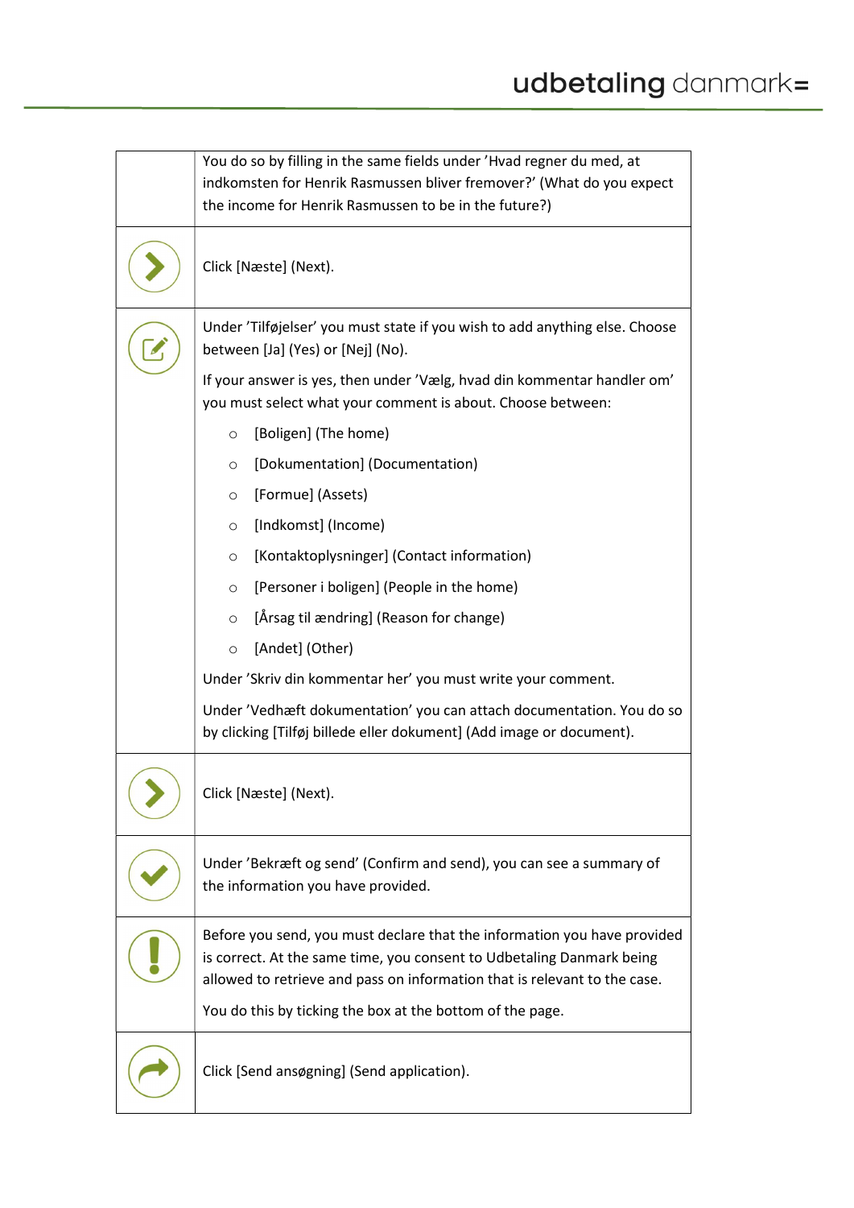| | |
|---|---|
| | You do so by filling in the same fields under 'Hvad regner du med, at indkomsten for Henrik Rasmussen bliver fremover?' (What do you expect the income for Henrik Rasmussen to be in the future?) |
| | Click [Næste] (Next). |
| | Under 'Tilføjelser' you must state if you wish to add anything else. Choose between [Ja] (Yes) or [Nej] (No).<br><br>If your answer is yes, then under 'Vælg, hvad din kommentar handler om' you must select what your comment is about. Choose between:<br><br>○ [Boligen] (The home)<br>○ [Dokumentation] (Documentation)<br>○ [Formue] (Assets)<br>○ [Indkomst] (Income)<br>○ [Kontaktoplysninger] (Contact information)<br>○ [Personer i boligen] (People in the home)<br>○ [Årsag til ændring] (Reason for change)<br>○ [Andet] (Other)<br><br>Under 'Skriv din kommentar her' you must write your comment.<br><br>Under 'Vedhæft dokumentation' you can attach documentation. You do so by clicking [Tilføj billede eller dokument] (Add image or document). |
| | Click [Næste] (Next). |
| | Under 'Bekræft og send' (Confirm and send), you can see a summary of the information you have provided. |
| | Before you send, you must declare that the information you have provided is correct. At the same time, you consent to Udbetaling Danmark being allowed to retrieve and pass on information that is relevant to the case.<br><br>You do this by ticking the box at the bottom of the page. |
| | Click [Send ansøgning] (Send application). |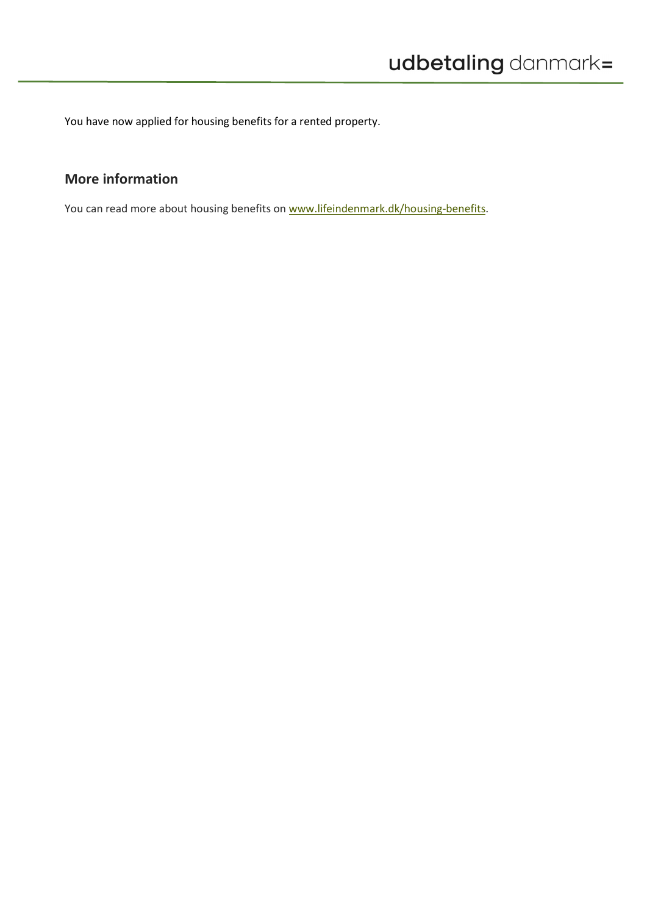You have now applied for housing benefits for a rented property.

## More information

You can read more about housing benefits on www.lifeindenmark.dk/housing-benefits.